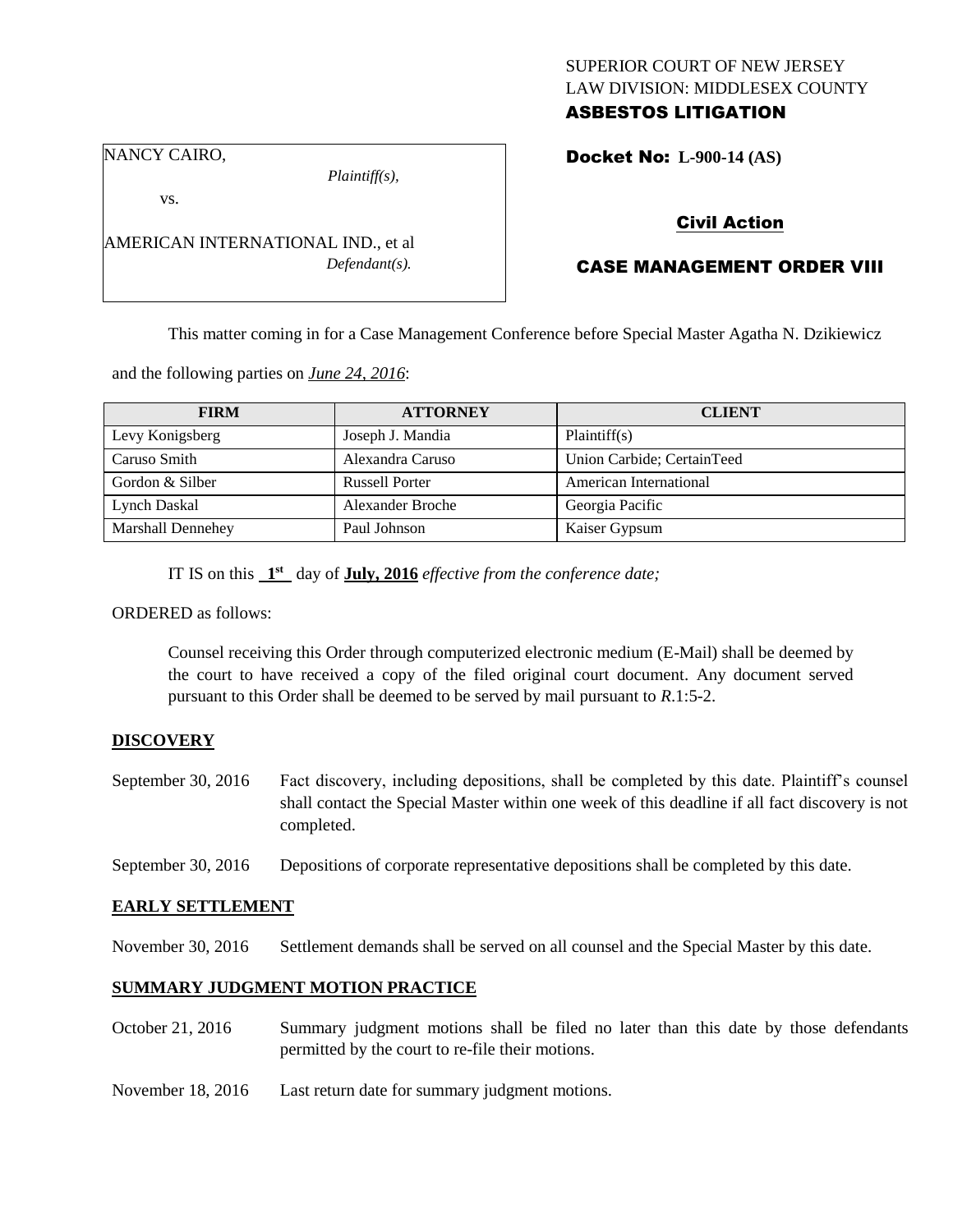SUPERIOR COURT OF NEW JERSEY
LAW DIVISION: MIDDLESEX COUNTY
**ASBESTOS LITIGATION**

NANCY CAIRO,

*Plaintiff(s),*

vs.

AMERICAN INTERNATIONAL IND., et al

*Defendant(s).*

**Docket No: L-900-14 (AS)**

**Civil Action**

**CASE MANAGEMENT ORDER VIII**

This matter coming in for a Case Management Conference before Special Master Agatha N. Dzikiewicz and the following parties on *June 24, 2016*:

| FIRM | ATTORNEY | CLIENT |
|---|---|---|
| Levy Konigsberg | Joseph J. Mandia | Plaintiff(s) |
| Caruso Smith | Alexandra Caruso | Union Carbide; CertainTeed |
| Gordon & Silber | Russell Porter | American International |
| Lynch Daskal | Alexander Broche | Georgia Pacific |
| Marshall Dennehey | Paul Johnson | Kaiser Gypsum |

IT IS on this **1st** day of **July, 2016** *effective from the conference date;*

ORDERED as follows:

Counsel receiving this Order through computerized electronic medium (E-Mail) shall be deemed by the court to have received a copy of the filed original court document. Any document served pursuant to this Order shall be deemed to be served by mail pursuant to *R*.1:5-2.

**DISCOVERY**

September 30, 2016 — Fact discovery, including depositions, shall be completed by this date. Plaintiff's counsel shall contact the Special Master within one week of this deadline if all fact discovery is not completed.

September 30, 2016 — Depositions of corporate representative depositions shall be completed by this date.

**EARLY SETTLEMENT**

November 30, 2016 — Settlement demands shall be served on all counsel and the Special Master by this date.

**SUMMARY JUDGMENT MOTION PRACTICE**

October 21, 2016 — Summary judgment motions shall be filed no later than this date by those defendants permitted by the court to re-file their motions.

November 18, 2016 — Last return date for summary judgment motions.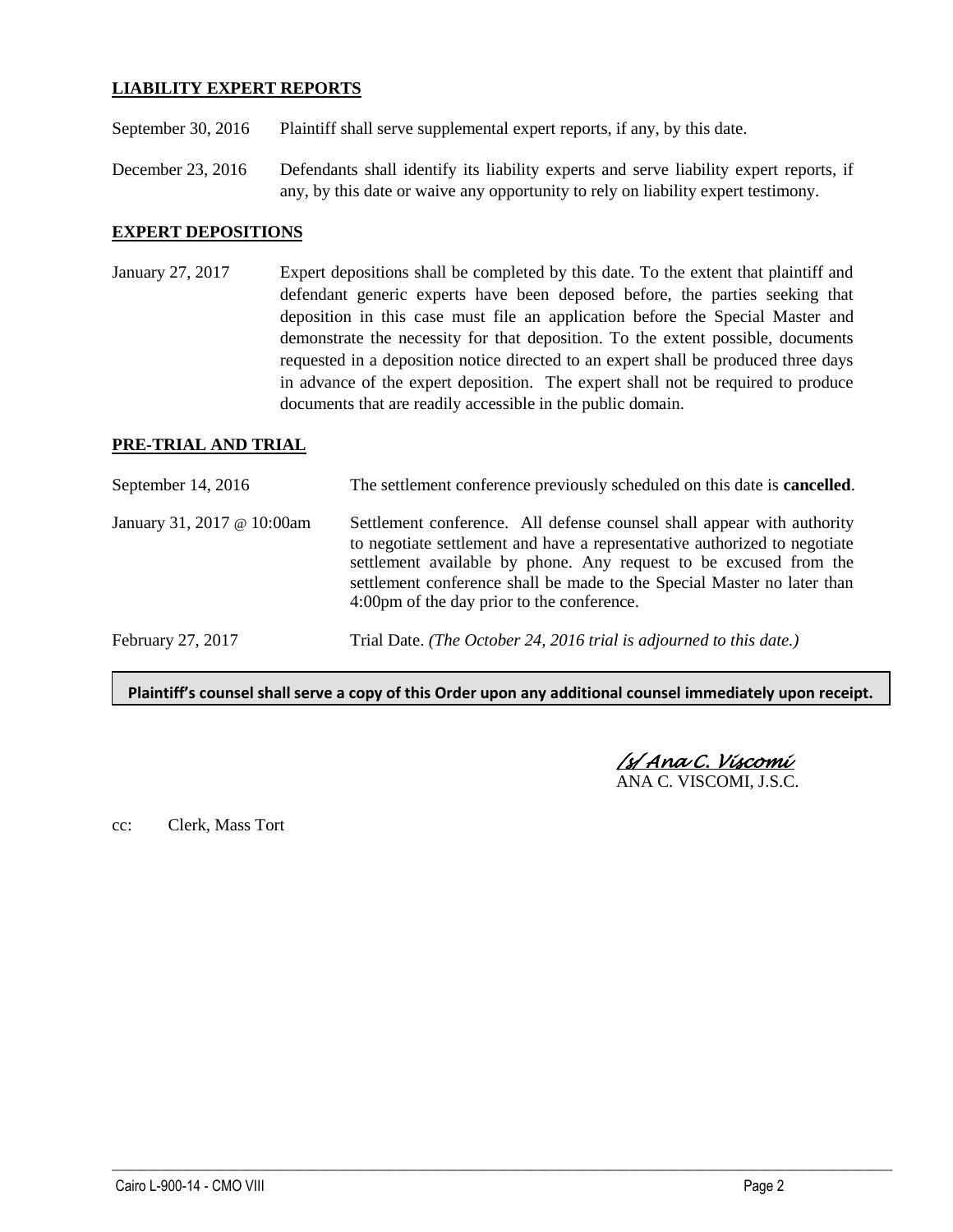**LIABILITY EXPERT REPORTS**

| | |
|---|---|
| September 30, 2016 | Plaintiff shall serve supplemental expert reports, if any, by this date. |
| December 23, 2016 | Defendants shall identify its liability experts and serve liability expert reports, if any, by this date or waive any opportunity to rely on liability expert testimony. |

**EXPERT DEPOSITIONS**

| | |
|---|---|
| January 27, 2017 | Expert depositions shall be completed by this date. To the extent that plaintiff and defendant generic experts have been deposed before, the parties seeking that deposition in this case must file an application before the Special Master and demonstrate the necessity for that deposition. To the extent possible, documents requested in a deposition notice directed to an expert shall be produced three days in advance of the expert deposition. The expert shall not be required to produce documents that are readily accessible in the public domain. |

**PRE-TRIAL AND TRIAL**

| | |
|---|---|
| September 14, 2016 | The settlement conference previously scheduled on this date is **cancelled**. |
| January 31, 2017 @ 10:00am | Settlement conference. All defense counsel shall appear with authority to negotiate settlement and have a representative authorized to negotiate settlement available by phone. Any request to be excused from the settlement conference shall be made to the Special Master no later than 4:00pm of the day prior to the conference. |
| February 27, 2017 | Trial Date. *(The October 24, 2016 trial is adjourned to this date.)* |

**Plaintiff's counsel shall serve a copy of this Order upon any additional counsel immediately upon receipt.**

/s/ Ana C. Viscomi
ANA C. VISCOMI, J.S.C.

cc: Clerk, Mass Tort

Cairo L-900-14 - CMO VIII